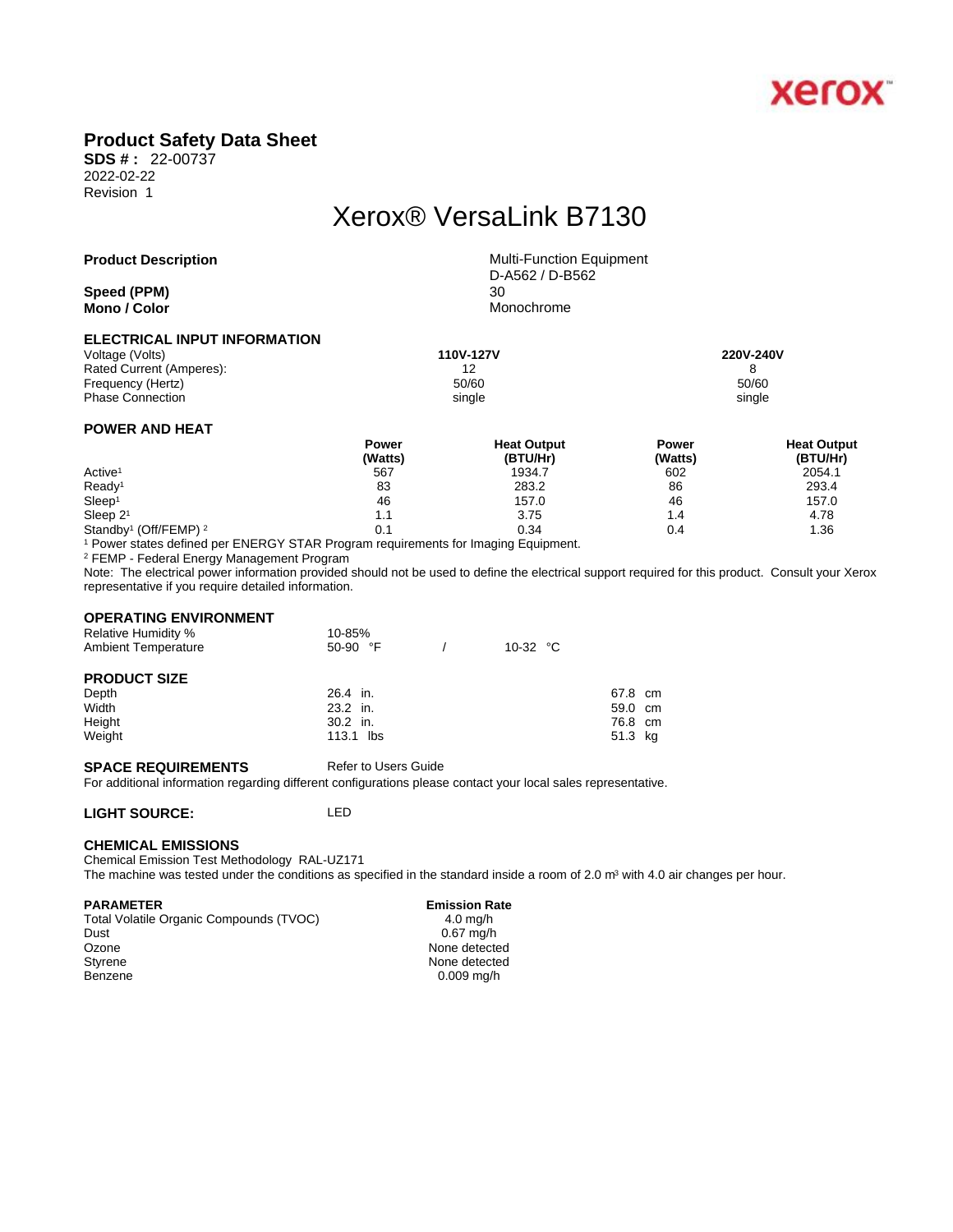xerox

# Product Safety Data Sheet

**SDS # :** 22-00737
2022-02-22
Revision 1

## Xerox® VersaLink B7130

| | |
|---|---|
| **Product Description** | Multi-Function Equipment<br>D-A562 / D-B562 |
| **Speed (PPM)** | 30 |
| **Mono / Color** | Monochrome |

### ELECTRICAL INPUT INFORMATION

| Voltage (Volts) | 110V-127V | 220V-240V |
|---|---|---|
| Rated Current (Amperes): | 12 | 8 |
| Frequency (Hertz) | 50/60 | 50/60 |
| Phase Connection | single | single |

### POWER AND HEAT

| | Power (Watts) | Heat Output (BTU/Hr) | Power (Watts) | Heat Output (BTU/Hr) |
|---|---|---|---|---|
| Active[1] | 567 | 1934.7 | 602 | 2054.1 |
| Ready[1] | 83 | 283.2 | 86 | 293.4 |
| Sleep[1] | 46 | 157.0 | 46 | 157.0 |
| Sleep 2[1] | 1.1 | 3.75 | 1.4 | 4.78 |
| Standby[1] (Off/FEMP) [2] | 0.1 | 0.34 | 0.4 | 1.36 |

[1] Power states defined per ENERGY STAR Program requirements for Imaging Equipment.
[2] FEMP - Federal Energy Management Program
Note: The electrical power information provided should not be used to define the electrical support required for this product. Consult your Xerox representative if you require detailed information.

### OPERATING ENVIRONMENT

| | | |
|---|---|---|
| Relative Humidity % | 10-85% | |
| Ambient Temperature | 50-90 °F | 10-32 °C |

### PRODUCT SIZE

| | | |
|---|---|---|
| Depth | 26.4 in. | 67.8 cm |
| Width | 23.2 in. | 59.0 cm |
| Height | 30.2 in. | 76.8 cm |
| Weight | 113.1 lbs | 51.3 kg |

**SPACE REQUIREMENTS** Refer to Users Guide
For additional information regarding different configurations please contact your local sales representative.

**LIGHT SOURCE:** LED

### CHEMICAL EMISSIONS

Chemical Emission Test Methodology RAL-UZ171
The machine was tested under the conditions as specified in the standard inside a room of 2.0 m³ with 4.0 air changes per hour.

| PARAMETER | Emission Rate |
|---|---|
| Total Volatile Organic Compounds (TVOC) | 4.0 mg/h |
| Dust | 0.67 mg/h |
| Ozone | None detected |
| Styrene | None detected |
| Benzene | 0.009 mg/h |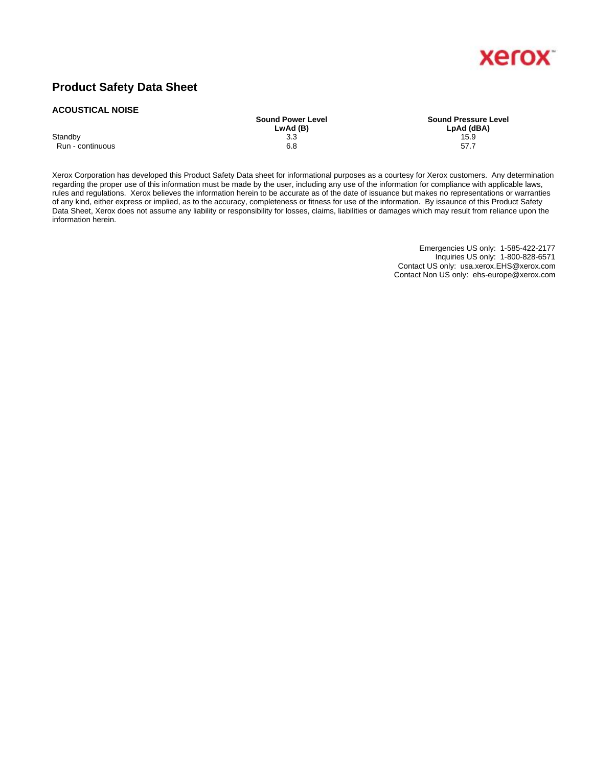## Product Safety Data Sheet

### ACOUSTICAL NOISE

| | Sound Power Level LwAd (B) | Sound Pressure Level LpAd (dBA) |
|---|---|---|
| Standby | 3.3 | 15.9 |
| Run - continuous | 6.8 | 57.7 |

Xerox Corporation has developed this Product Safety Data sheet for informational purposes as a courtesy for Xerox customers. Any determination regarding the proper use of this information must be made by the user, including any use of the information for compliance with applicable laws, rules and regulations. Xerox believes the information herein to be accurate as of the date of issuance but makes no representations or warranties of any kind, either express or implied, as to the accuracy, completeness or fitness for use of the information. By issuance of this Product Safety Data Sheet, Xerox does not assume any liability or responsibility for losses, claims, liabilities or damages which may result from reliance upon the information herein.

Emergencies US only: 1-585-422-2177
Inquiries US only: 1-800-828-6571
Contact US only: usa.xerox.EHS@xerox.com
Contact Non US only: ehs-europe@xerox.com